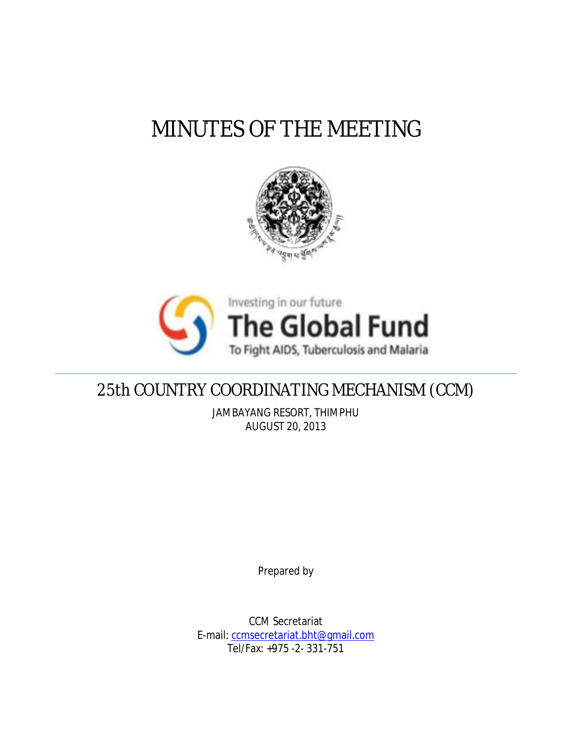# MINUTES OF THE MEETING

Investing in our future
The Global Fund
To Fight AIDS, Tuberculosis and Malaria

## 25th COUNTRY COORDINATING MECHANISM (CCM)

JAMBAYANG RESORT, THIMPHU
AUGUST 20, 2013

Prepared by

CCM Secretariat
E-mail: ccmsecretariat.bht@gmail.com
Tel/Fax: +975 -2- 331-751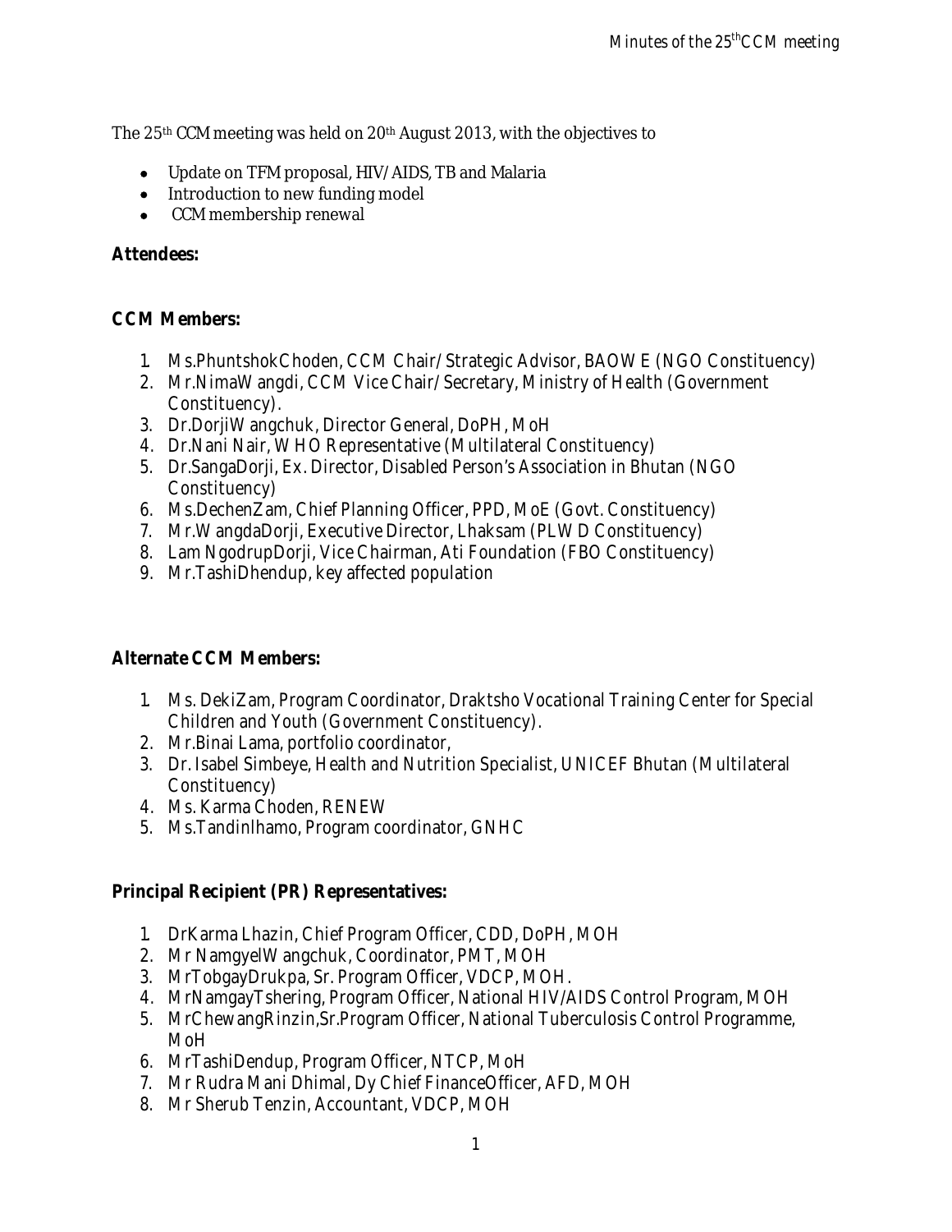The 25th CCM meeting was held on 20th August 2013, with the objectives to

- Update on TFM proposal, HIV/AIDS, TB and Malaria
- Introduction to new funding model
- CCM membership renewal

**Attendees:**

**CCM Members:**

1. Ms.PhuntshokChoden, CCM Chair/ Strategic Advisor, BAOWE (NGO Constituency)
2. Mr.NimaWangdi, CCM Vice Chair/ Secretary, Ministry of Health (Government Constituency).
3. Dr.DorjiWangchuk, Director General, DoPH, MoH
4. Dr.Nani Nair, WHO Representative (Multilateral Constituency)
5. Dr.SangaDorji, Ex. Director, Disabled Person's Association in Bhutan (NGO Constituency)
6. Ms.DechenZam, Chief Planning Officer, PPD, MoE (Govt. Constituency)
7. Mr.WangdaDorji, Executive Director, Lhaksam (PLWD Constituency)
8. Lam NgodrupDorji, Vice Chairman, Ati Foundation (FBO Constituency)
9. Mr.TashiDhendup, key affected population

**Alternate CCM Members:**

1. Ms. DekiZam, Program Coordinator, Draktsho Vocational Training Center for Special Children and Youth (Government Constituency).
2. Mr.Binai Lama, portfolio coordinator,
3. Dr. Isabel Simbeye, Health and Nutrition Specialist, UNICEF Bhutan (Multilateral Constituency)
4. Ms. Karma Choden, RENEW
5. Ms.Tandinlhamo, Program coordinator, GNHC

**Principal Recipient (PR) Representatives:**

1. DrKarma Lhazin, Chief Program Officer, CDD, DoPH, MOH
2. Mr NamgyelWangchuk, Coordinator, PMT, MOH
3. MrTobgayDrukpa, Sr. Program Officer, VDCP, MOH.
4. MrNamgayTshering, Program Officer, National HIV/AIDS Control Program, MOH
5. MrChewangRinzin,Sr.Program Officer, National Tuberculosis Control Programme, MoH
6. MrTashiDendup, Program Officer, NTCP, MoH
7. Mr Rudra Mani Dhimal, Dy Chief FinanceOfficer, AFD, MOH
8. Mr Sherub Tenzin, Accountant, VDCP, MOH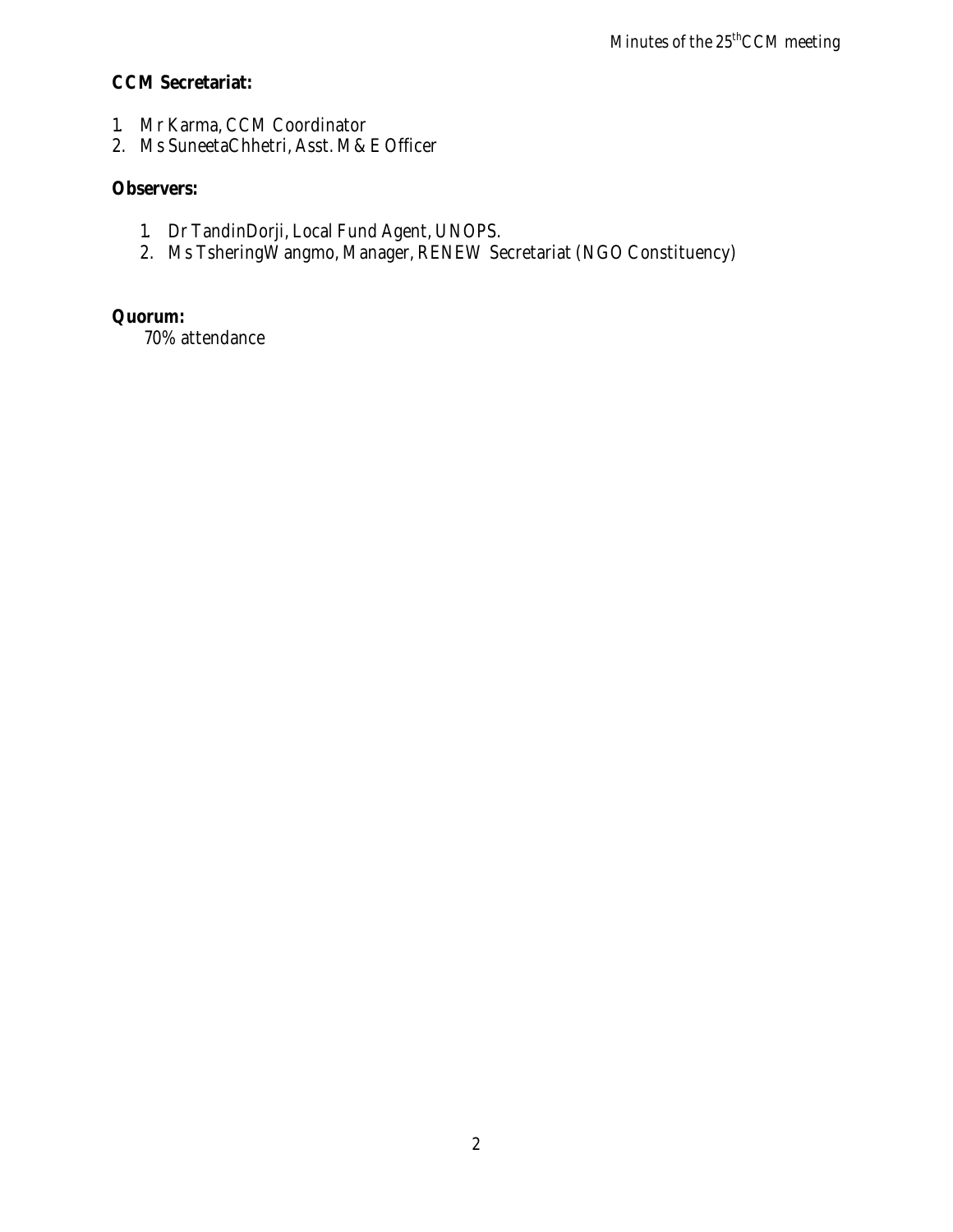**CCM Secretariat:**

1. Mr Karma, CCM Coordinator
2. Ms SuneetaChhetri, Asst. M & E Officer

**Observers:**

1. Dr TandinDorji, Local Fund Agent, UNOPS.
2. Ms TsheringWangmo, Manager, RENEW Secretariat (NGO Constituency)

**Quorum:**

70% attendance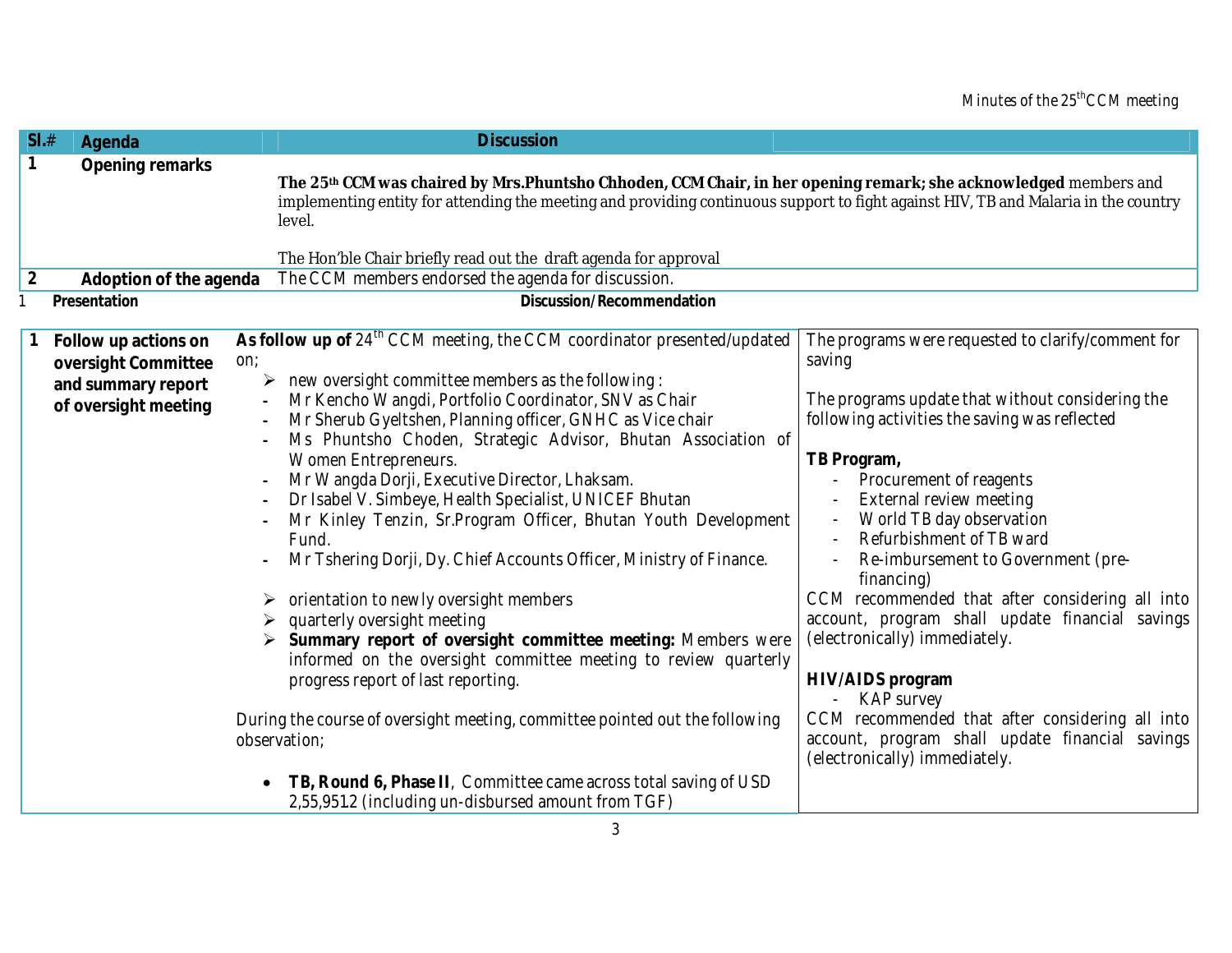| Sl.# | Agenda | Discussion |
|---|---|---|
| 1 | **Opening remarks** | **The 25th CCM was chaired by Mrs.Phuntsho Chhoden, CCM Chair, in her opening remark; she acknowledged** members and implementing entity for attending the meeting and providing continuous support to fight against HIV, TB and Malaria in the country level.<br><br>The Hon'ble Chair briefly read out the draft agenda for approval |
| 2 | **Adoption of the agenda** | The CCM members endorsed the agenda for discussion. |

| 1 | Presentation | Discussion/Recommendation | |
|---|---|---|---|
| 1 | **Follow up actions on oversight Committee and summary report of oversight meeting** | **As follow up of** 24th CCM meeting, the CCM coordinator presented/updated on;<br>➢ new oversight committee members as the following :<br>- Mr Kencho Wangdi, Portfolio Coordinator, SNV as Chair<br>- Mr Sherub Gyeltshen, Planning officer, GNHC as Vice chair<br>- Ms Phuntsho Choden, Strategic Advisor, Bhutan Association of Women Entrepreneurs.<br>- Mr Wangda Dorji, Executive Director, Lhaksam.<br>- Dr Isabel V. Simbeye, Health Specialist, UNICEF Bhutan<br>- Mr Kinley Tenzin, Sr.Program Officer, Bhutan Youth Development Fund.<br>- Mr Tshering Dorji, Dy. Chief Accounts Officer, Ministry of Finance.<br><br>➢ orientation to newly oversight members<br>➢ quarterly oversight meeting<br>➢ **Summary report of oversight committee meeting:** Members were informed on the oversight committee meeting to review quarterly progress report of last reporting.<br><br>During the course of oversight meeting, committee pointed out the following observation;<br><br>• **TB, Round 6, Phase II**, Committee came across total saving of USD 2,55,951.2 (including un-disbursed amount from TGF) | The programs were requested to clarify/comment for saving<br><br>The programs update that without considering the following activities the saving was reflected<br><br>**TB Program,**<br>- Procurement of reagents<br>- External review meeting<br>- World TB day observation<br>- Refurbishment of TB ward<br>- Re-imbursement to Government (pre-financing)<br>CCM recommended that after considering all into account, program shall update financial savings (electronically) immediately.<br><br>**HIV/AIDS program**<br>- KAP survey<br>CCM recommended that after considering all into account, program shall update financial savings (electronically) immediately. |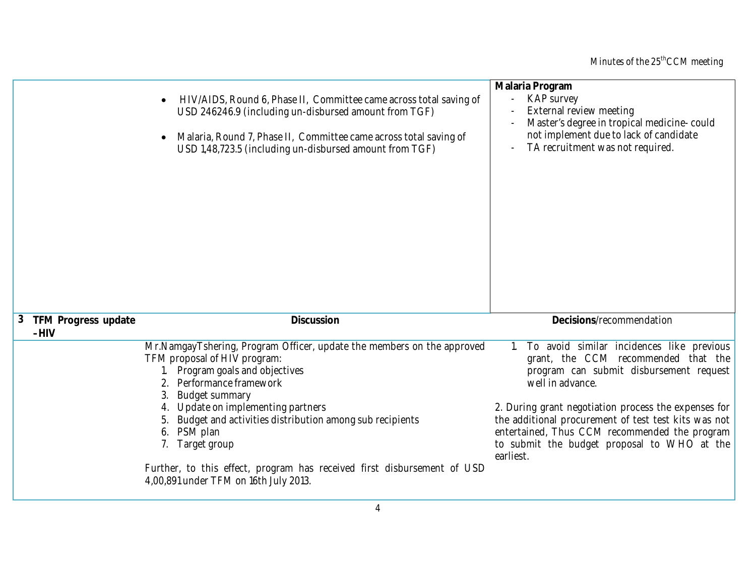| | | |
|---|---|---|
| | • HIV/AIDS, Round 6, Phase II, Committee came across total saving of USD 246246.9 (including un-disbursed amount from TGF)<br><br>• Malaria, Round 7, Phase II, Committee came across total saving of USD 1,48,723.5 (including un-disbursed amount from TGF) | **Malaria Program**<br>- KAP survey<br>- External review meeting<br>- Master's degree in tropical medicine- could not implement due to lack of candidate<br>- TA recruitment was not required. |
| **3 TFM Progress update –HIV** | **Discussion** | **Decisions**/recommendation |
| | Mr.NamgayTshering, Program Officer, update the members on the approved TFM proposal of HIV program:<br>1. Program goals and objectives<br>2. Performance framework<br>3. Budget summary<br>4. Update on implementing partners<br>5. Budget and activities distribution among sub recipients<br>6. PSM plan<br>7. Target group<br><br>Further, to this effect, program has received first disbursement of USD 4,00,891 under TFM on 16th July 2013. | 1. To avoid similar incidences like previous grant, the CCM recommended that the program can submit disbursement request well in advance.<br><br>2. During grant negotiation process the expenses for the additional procurement of test test kits was not entertained, Thus CCM recommended the program to submit the budget proposal to WHO at the earliest. |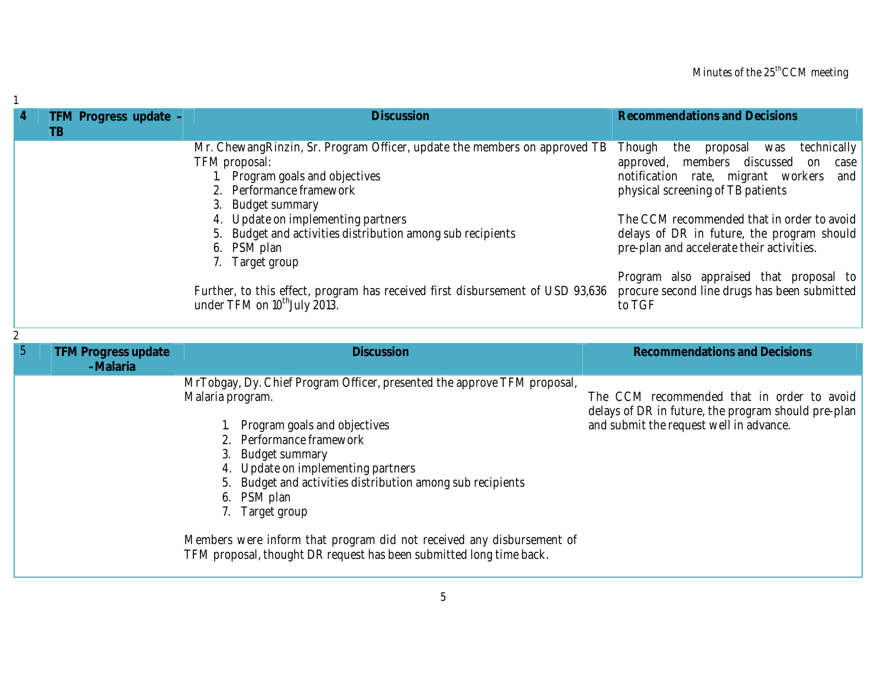1

| 4 | TFM Progress update – TB | Discussion | Recommendations and Decisions |
|---|---|---|---|
| | | Mr. ChewangRinzin, Sr. Program Officer, update the members on approved TB TFM proposal:<br>1. Program goals and objectives<br>2. Performance framework<br>3. Budget summary<br>4. Update on implementing partners<br>5. Budget and activities distribution among sub recipients<br>6. PSM plan<br>7. Target group<br><br>Further, to this effect, program has received first disbursement of USD 93,636 under TFM on 10th July 2013. | Though the proposal was technically approved, members discussed on case notification rate, migrant workers and physical screening of TB patients<br><br>The CCM recommended that in order to avoid delays of DR in future, the program should pre-plan and accelerate their activities.<br><br>Program also appraised that proposal to procure second line drugs has been submitted to TGF |

2

| 5 | TFM Progress update – Malaria | Discussion | Recommendations and Decisions |
|---|---|---|---|
| | | MrTobgay, Dy. Chief Program Officer, presented the approve TFM proposal, Malaria program.<br><br>1. Program goals and objectives<br>2. Performance framework<br>3. Budget summary<br>4. Update on implementing partners<br>5. Budget and activities distribution among sub recipients<br>6. PSM plan<br>7. Target group<br><br>Members were inform that program did not received any disbursement of TFM proposal, thought DR request has been submitted long time back. | The CCM recommended that in order to avoid delays of DR in future, the program should pre-plan and submit the request well in advance. |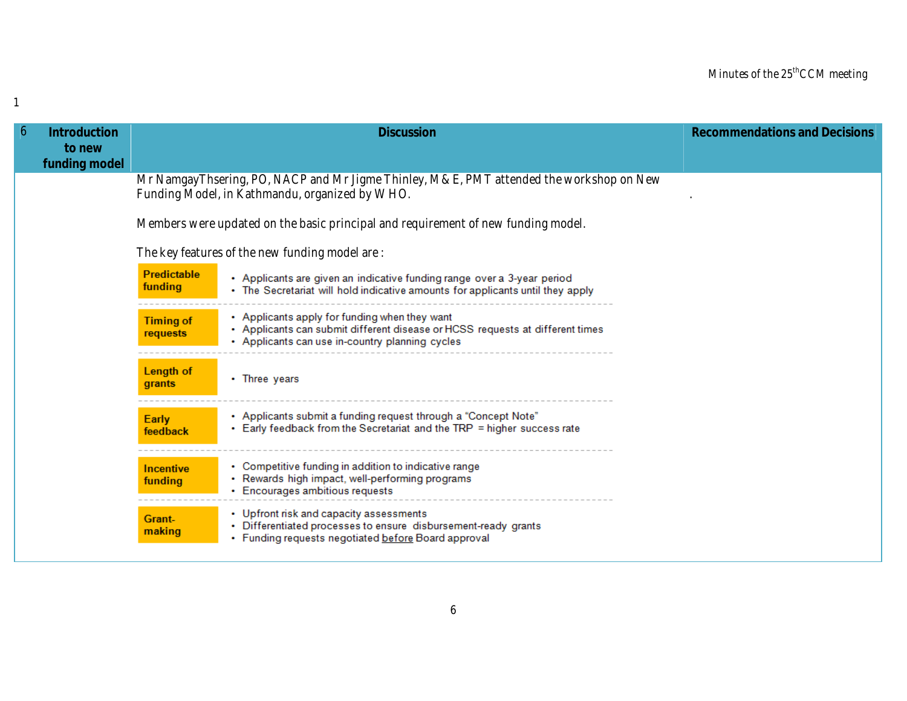| 6 Introduction to new funding model | Discussion | Recommendations and Decisions |
|---|---|---|
| | Mr NamgayThsering, PO, NACP and Mr Jigme Thinley, M & E, PMT attended the workshop on New Funding Model, in Kathmandu, organized by WHO.<br><br>Members were updated on the basic principal and requirement of new funding model.<br><br>The key features of the new funding model are: | . |

| Feature | Details |
|---|---|
| **Predictable funding** | • Applicants are given an indicative funding range over a 3-year period<br>• The Secretariat will hold indicative amounts for applicants until they apply |
| **Timing of requests** | • Applicants apply for funding when they want<br>• Applicants can submit different disease or HCSS requests at different times<br>• Applicants can use in-country planning cycles |
| **Length of grants** | • Three years |
| **Early feedback** | • Applicants submit a funding request through a "Concept Note"<br>• Early feedback from the Secretariat and the TRP = higher success rate |
| **Incentive funding** | • Competitive funding in addition to indicative range<br>• Rewards high impact, well-performing programs<br>• Encourages ambitious requests |
| **Grant-making** | • Upfront risk and capacity assessments<br>• Differentiated processes to ensure disbursement-ready grants<br>• Funding requests negotiated before Board approval |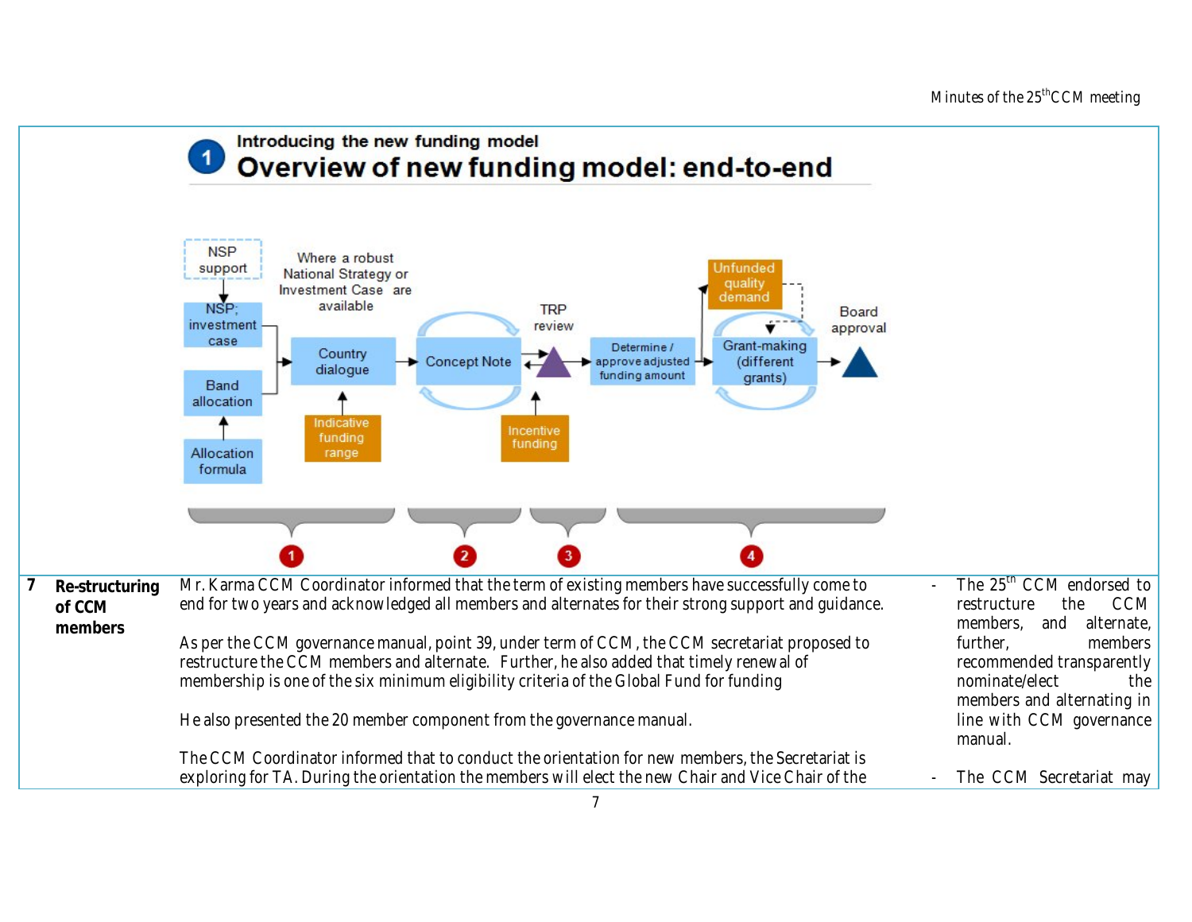**Introducing the new funding model**

**Overview of new funding model: end-to-end**

NSP support → NSP; investment case; Band allocation ← Allocation formula → Country dialogue (Where a robust National Strategy or Investment Case are available) ← Indicative funding range → Concept Note → TRP review ← Incentive funding → Determine / approve adjusted funding amount → Grant-making (different grants) ↔ Unfunded quality demand → Board approval

1 2 3 4

| 7 | Re-structuring of CCM members | Mr. Karma CCM Coordinator informed that the term of existing members have successfully come to end for two years and acknowledged all members and alternates for their strong support and guidance.<br><br>As per the CCM governance manual, point 39, under term of CCM, the CCM secretariat proposed to restructure the CCM members and alternate. Further, he also added that timely renewal of membership is one of the six minimum eligibility criteria of the Global Fund for funding<br><br>He also presented the 20 member component from the governance manual.<br><br>The CCM Coordinator informed that to conduct the orientation for new members, the Secretariat is exploring for TA. During the orientation the members will elect the new Chair and Vice Chair of the | - The 25th CCM endorsed to restructure the CCM members, and alternate, further, members recommended transparently nominate/elect the members and alternating in line with CCM governance manual.<br><br>- The CCM Secretariat may |
|---|---|---|---|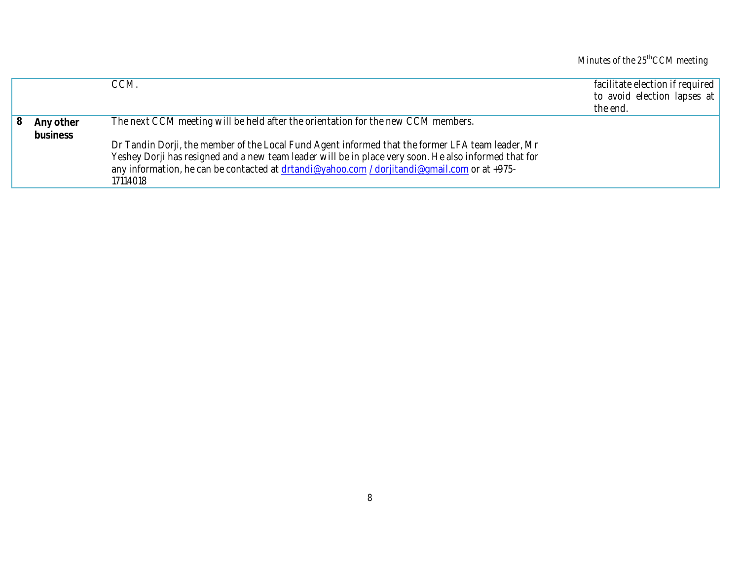| | | | |
|---|---|---|---|
| | | CCM. | facilitate election if required to avoid election lapses at the end. |
| 8 | **Any other business** | The next CCM meeting will be held after the orientation for the new CCM members.<br><br>Dr Tandin Dorji, the member of the Local Fund Agent informed that the former LFA team leader, Mr Yeshey Dorji has resigned and a new team leader will be in place very soon. He also informed that for any information, he can be contacted at drtandi@yahoo.com / dorjitandi@gmail.com or at +975-17114018 | |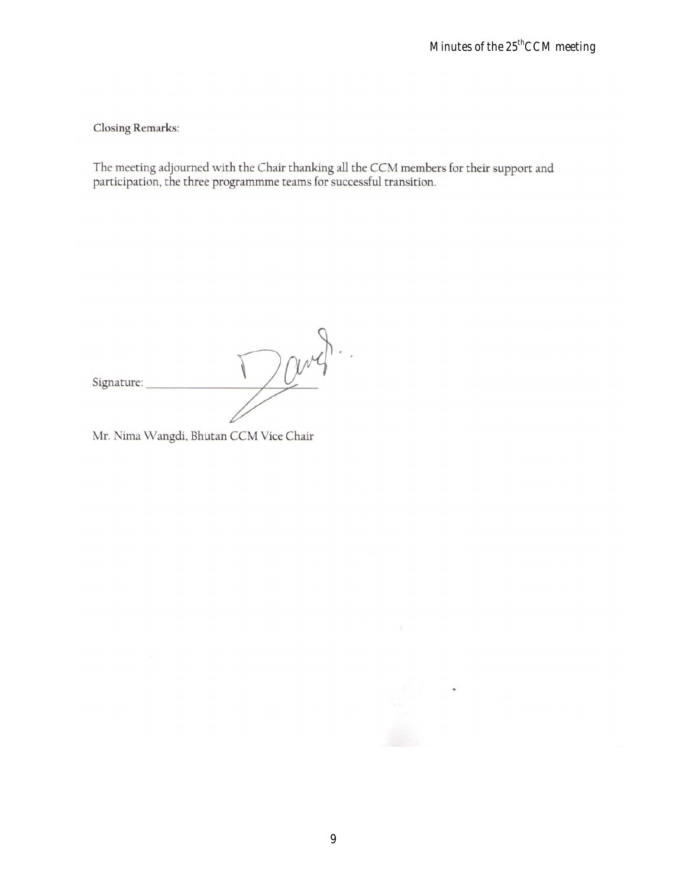Closing Remarks:

The meeting adjourned with the Chair thanking all the CCM members for their support and participation, the three programmme teams for successful transition.

Signature: ____________________

Mr. Nima Wangdi, Bhutan CCM Vice Chair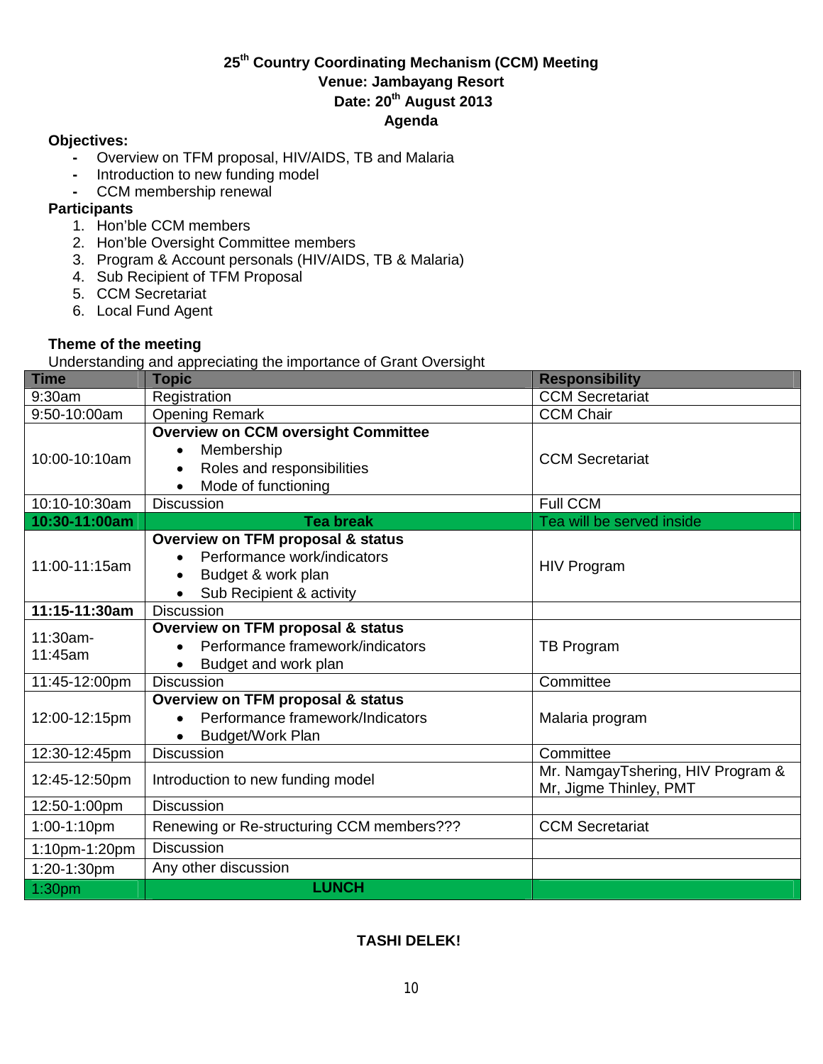# 25[th] Country Coordinating Mechanism (CCM) Meeting

**Venue: Jambayang Resort**

**Date: 20[th] August 2013**

**Agenda**

**Objectives:**

- Overview on TFM proposal, HIV/AIDS, TB and Malaria
- Introduction to new funding model
- CCM membership renewal

**Participants**

1. Hon'ble CCM members
2. Hon'ble Oversight Committee members
3. Program & Account personals (HIV/AIDS, TB & Malaria)
4. Sub Recipient of TFM Proposal
5. CCM Secretariat
6. Local Fund Agent

**Theme of the meeting**

Understanding and appreciating the importance of Grant Oversight

| Time | Topic | Responsibility |
|---|---|---|
| 9:30am | Registration | CCM Secretariat |
| 9:50-10:00am | Opening Remark | CCM Chair |
| 10:00-10:10am | **Overview on CCM oversight Committee**<br>• Membership<br>• Roles and responsibilities<br>• Mode of functioning | CCM Secretariat |
| 10:10-10:30am | Discussion | Full CCM |
| **10:30-11:00am** | **Tea break** | Tea will be served inside |
| 11:00-11:15am | **Overview on TFM proposal & status**<br>• Performance work/indicators<br>• Budget & work plan<br>• Sub Recipient & activity | HIV Program |
| **11:15-11:30am** | Discussion | |
| 11:30am-11:45am | **Overview on TFM proposal & status**<br>• Performance framework/indicators<br>• Budget and work plan | TB Program |
| 11:45-12:00pm | Discussion | Committee |
| 12:00-12:15pm | **Overview on TFM proposal & status**<br>• Performance framework/Indicators<br>• Budget/Work Plan | Malaria program |
| 12:30-12:45pm | Discussion | Committee |
| 12:45-12:50pm | Introduction to new funding model | Mr. NamgayTshering, HIV Program & Mr, Jigme Thinley, PMT |
| 12:50-1:00pm | Discussion | |
| 1:00-1:10pm | Renewing or Re-structuring CCM members??? | CCM Secretariat |
| 1:10pm-1:20pm | Discussion | |
| 1:20-1:30pm | Any other discussion | |
| 1:30pm | **LUNCH** | |

**TASHI DELEK!**